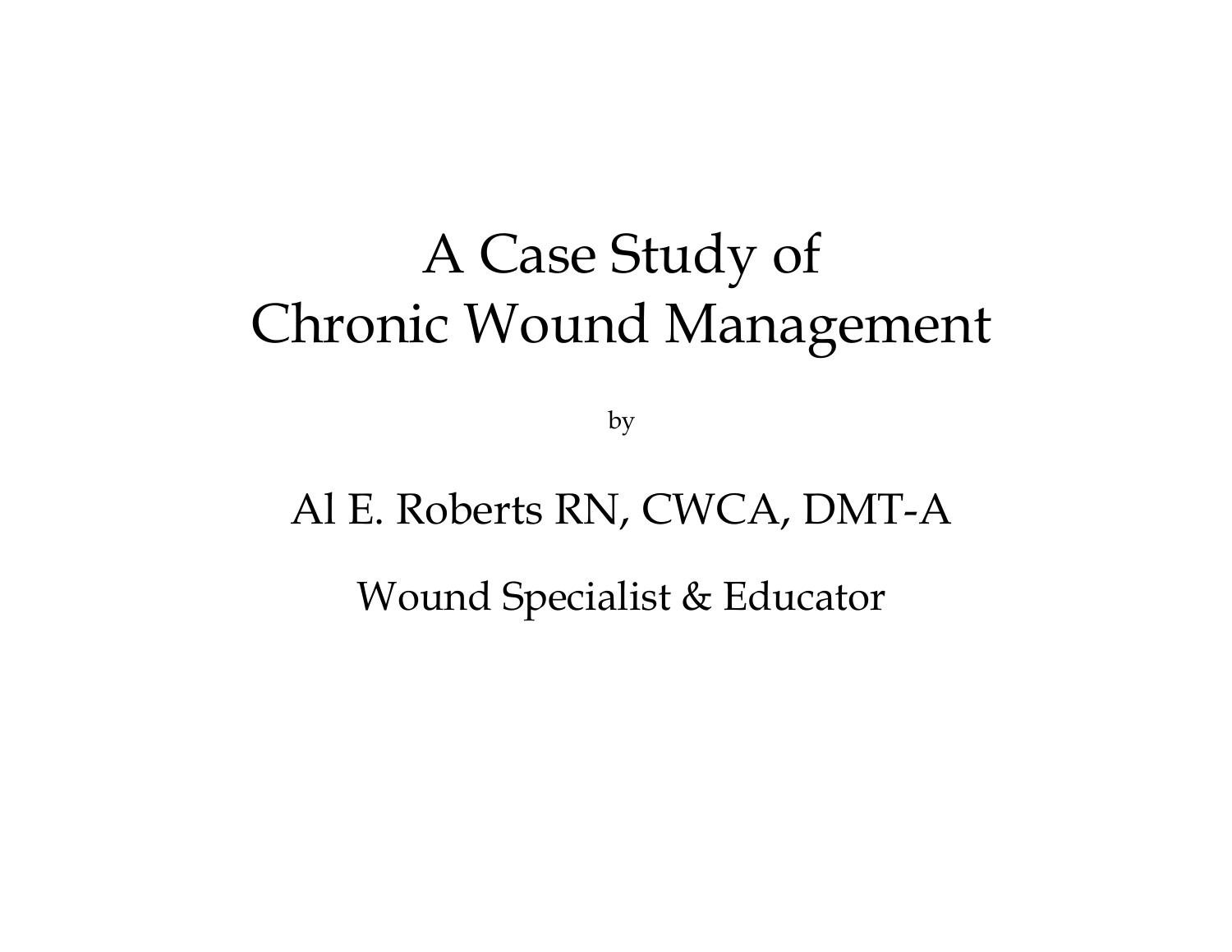# A Case Study of Chronic Wound Management

by

Al E. Roberts RN, CWCA, DMT-A

Wound Specialist & Educator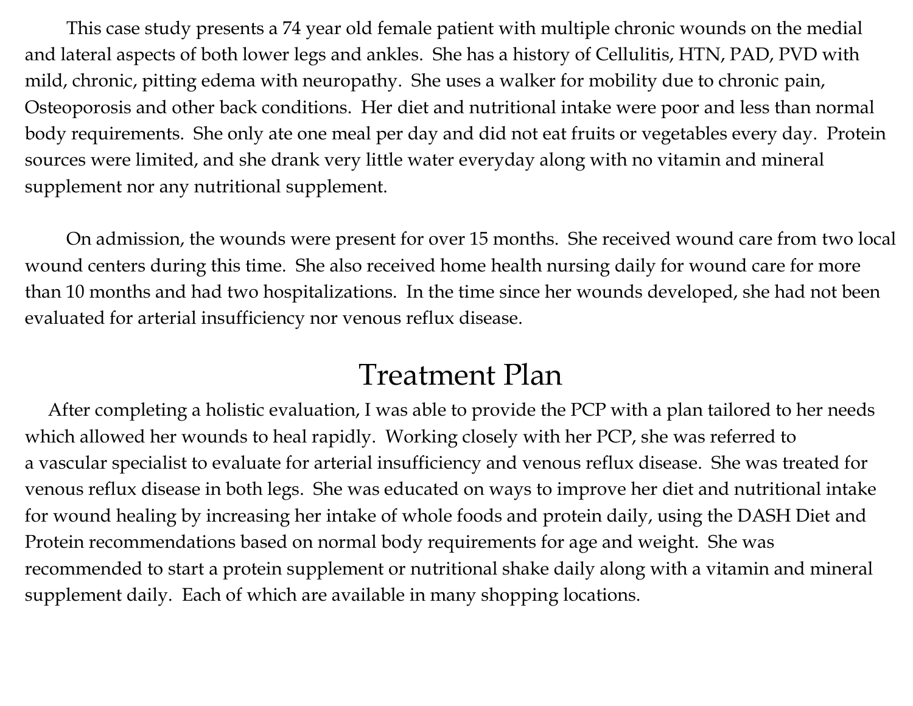This case study presents a 74 year old female patient with multiple chronic wounds on the medial and lateral aspects of both lower legs and ankles. She has a history of Cellulitis, HTN, PAD, PVD with mild, chronic, pitting edema with neuropathy. She uses a walker for mobility due to chronic pain, Osteoporosis and other back conditions. Her diet and nutritional intake were poor and less than normal body requirements. She only ate one meal per day and did not eat fruits or vegetables every day. Protein sources were limited, and she drank very little water everyday along with no vitamin and mineral supplement nor any nutritional supplement.

On admission, the wounds were present for over 15 months. She received wound care from two local wound centers during this time. She also received home health nursing daily for wound care for more than 10 months and had two hospitalizations. In the time since her wounds developed, she had not been evaluated for arterial insufficiency nor venous reflux disease.

## Treatment Plan

After completing a holistic evaluation, I was able to provide the PCP with a plan tailored to her needs which allowed her wounds to heal rapidly. Working closely with her PCP, she was referred to a vascular specialist to evaluate for arterial insufficiency and venous reflux disease. She was treated for venous reflux disease in both legs. She was educated on ways to improve her diet and nutritional intake for wound healing by increasing her intake of whole foods and protein daily, using the DASH Diet and Protein recommendations based on normal body requirements for age and weight. She was recommended to start a protein supplement or nutritional shake daily along with a vitamin and mineral supplement daily. Each of which are available in many shopping locations.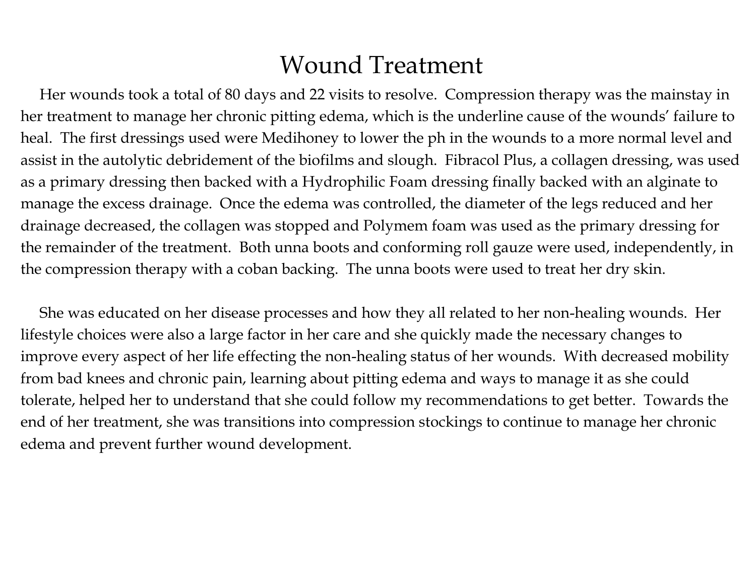# Wound Treatment

Her wounds took a total of 80 days and 22 visits to resolve. Compression therapy was the mainstay in her treatment to manage her chronic pitting edema, which is the underline cause of the wounds' failure to heal. The first dressings used were Medihoney to lower the ph in the wounds to a more normal level and assist in the autolytic debridement of the biofilms and slough. Fibracol Plus, a collagen dressing, was used as a primary dressing then backed with a Hydrophilic Foam dressing finally backed with an alginate to manage the excess drainage. Once the edema was controlled, the diameter of the legs reduced and her drainage decreased, the collagen was stopped and Polymem foam was used as the primary dressing for the remainder of the treatment. Both unna boots and conforming roll gauze were used, independently, in the compression therapy with a coban backing. The unna boots were used to treat her dry skin.

She was educated on her disease processes and how they all related to her non-healing wounds. Her lifestyle choices were also a large factor in her care and she quickly made the necessary changes to improve every aspect of her life effecting the non-healing status of her wounds. With decreased mobility from bad knees and chronic pain, learning about pitting edema and ways to manage it as she could tolerate, helped her to understand that she could follow my recommendations to get better. Towards the end of her treatment, she was transitions into compression stockings to continue to manage her chronic edema and prevent further wound development.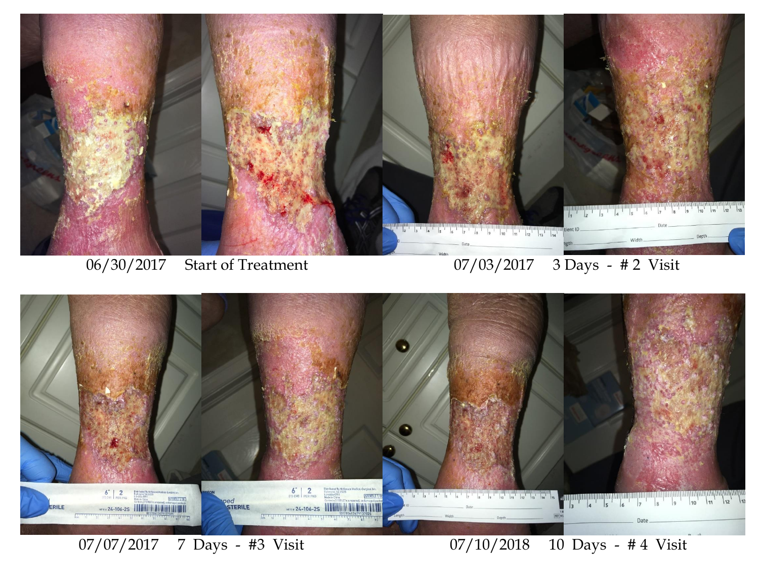06/30/2017 Start of Treatment

07/03/2017 3 Days - # 2 Visit

07/07/2017 7 Days - #3 Visit

07/10/2018 10 Days - # 4 Visit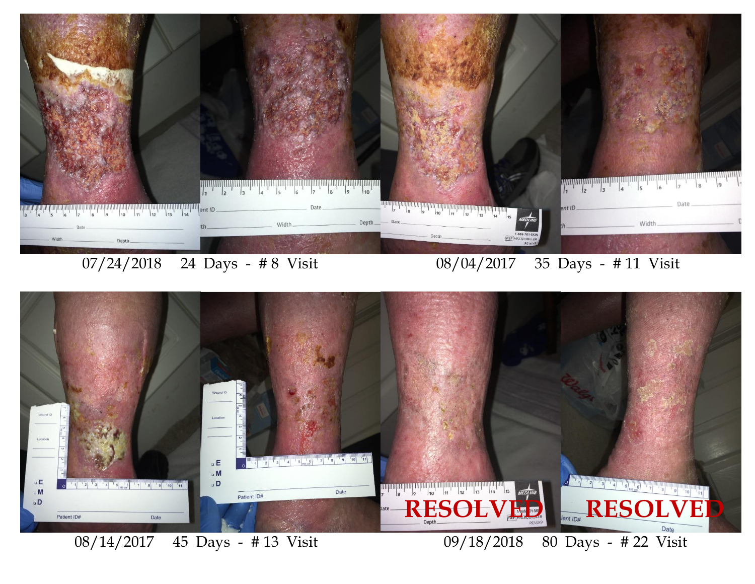07/24/2018 24 Days - # 8 Visit

08/04/2017 35 Days - # 11 Visit

08/14/2017 45 Days - # 13 Visit

09/18/2018 80 Days - # 22 Visit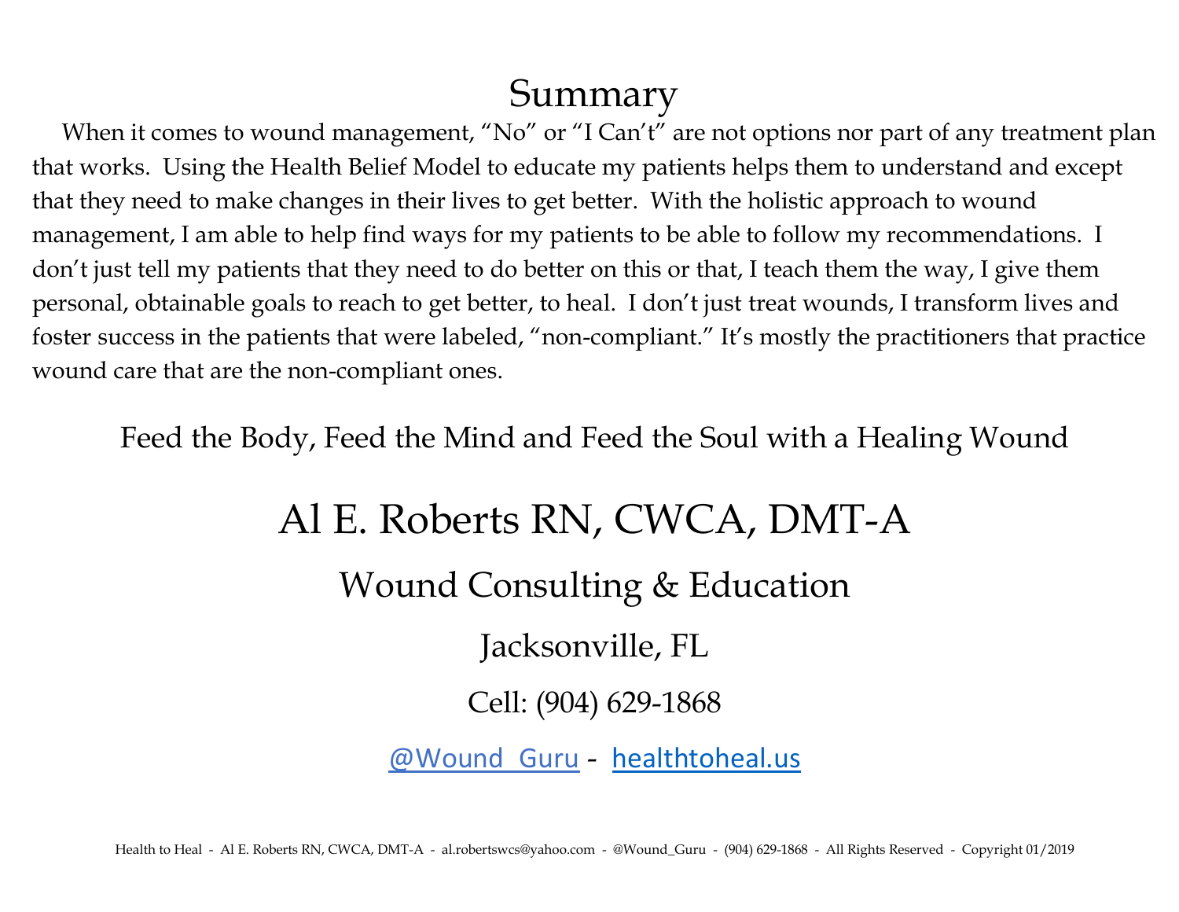# Summary

When it comes to wound management, "No" or "I Can't" are not options nor part of any treatment plan that works. Using the Health Belief Model to educate my patients helps them to understand and except that they need to make changes in their lives to get better. With the holistic approach to wound management, I am able to help find ways for my patients to be able to follow my recommendations. I don't just tell my patients that they need to do better on this or that, I teach them the way, I give them personal, obtainable goals to reach to get better, to heal. I don't just treat wounds, I transform lives and foster success in the patients that were labeled, "non-compliant." It's mostly the practitioners that practice wound care that are the non-compliant ones.

Feed the Body, Feed the Mind and Feed the Soul with a Healing Wound

## Al E. Roberts RN, CWCA, DMT-A

### Wound Consulting & Education

Jacksonville, FL

Cell: (904) 629-1868

@Wound_Guru - healthtoheal.us

Health to Heal - Al E. Roberts RN, CWCA, DMT-A - al.robertswcs@yahoo.com - @Wound_Guru - (904) 629-1868 - All Rights Reserved - Copyright 01/2019